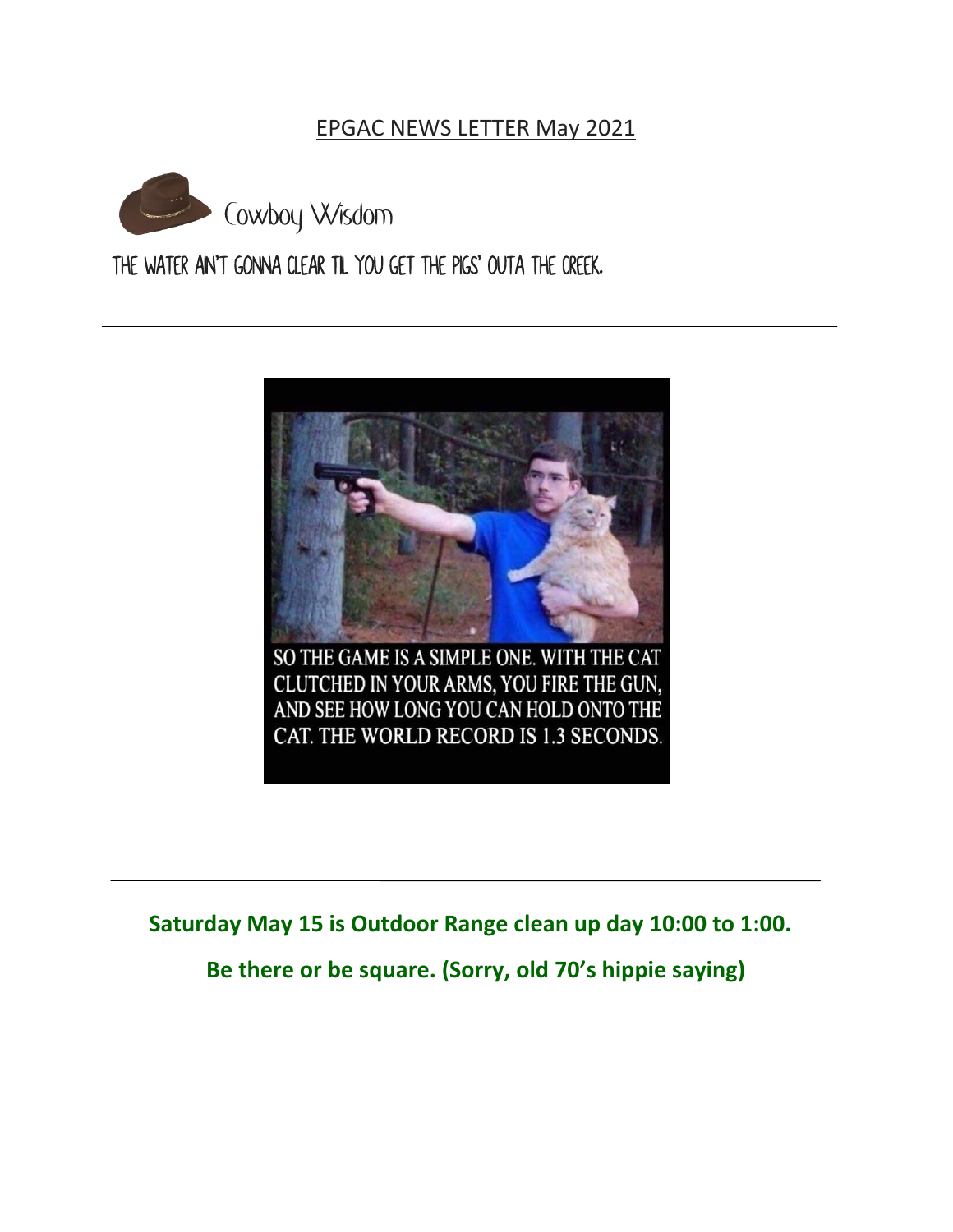# EPGAC NEWS LETTER May 2021

## Cowboy Wisdom

THE WATER AIN'T GONNA CLEAR TIL YOU GET THE PIGS' OUTA THE CREEK.

---

SO THE GAME IS A SIMPLE ONE. WITH THE CAT CLUTCHED IN YOUR ARMS, YOU FIRE THE GUN, AND SEE HOW LONG YOU CAN HOLD ONTO THE CAT. THE WORLD RECORD IS 1.3 SECONDS.

---

**Saturday May 15 is Outdoor Range clean up day 10:00 to 1:00.**

**Be there or be square. (Sorry, old 70's hippie saying)**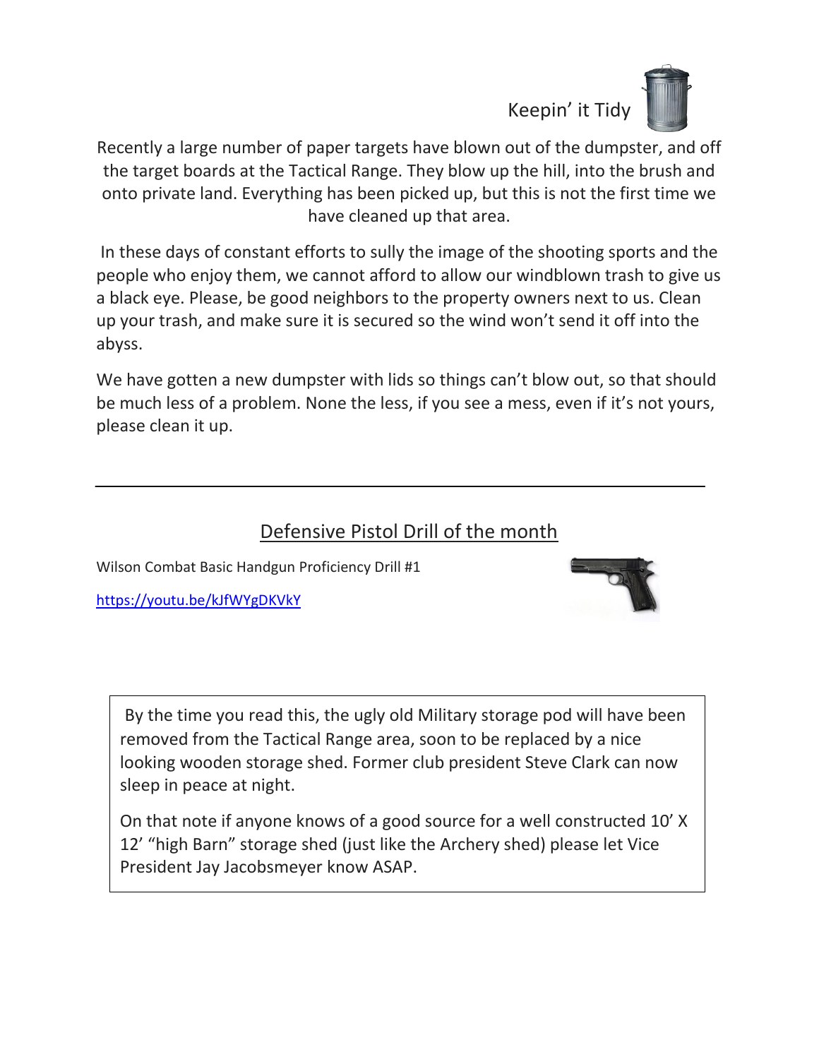## Keepin' it Tidy

Recently a large number of paper targets have blown out of the dumpster, and off the target boards at the Tactical Range. They blow up the hill, into the brush and onto private land. Everything has been picked up, but this is not the first time we have cleaned up that area.

In these days of constant efforts to sully the image of the shooting sports and the people who enjoy them, we cannot afford to allow our windblown trash to give us a black eye. Please, be good neighbors to the property owners next to us. Clean up your trash, and make sure it is secured so the wind won't send it off into the abyss.

We have gotten a new dumpster with lids so things can't blow out, so that should be much less of a problem. None the less, if you see a mess, even if it's not yours, please clean it up.

---

## Defensive Pistol Drill of the month

Wilson Combat Basic Handgun Proficiency Drill #1

https://youtu.be/kJfWYgDKVkY

By the time you read this, the ugly old Military storage pod will have been removed from the Tactical Range area, soon to be replaced by a nice looking wooden storage shed. Former club president Steve Clark can now sleep in peace at night.

On that note if anyone knows of a good source for a well constructed 10' X 12' "high Barn" storage shed (just like the Archery shed) please let Vice President Jay Jacobsmeyer know ASAP.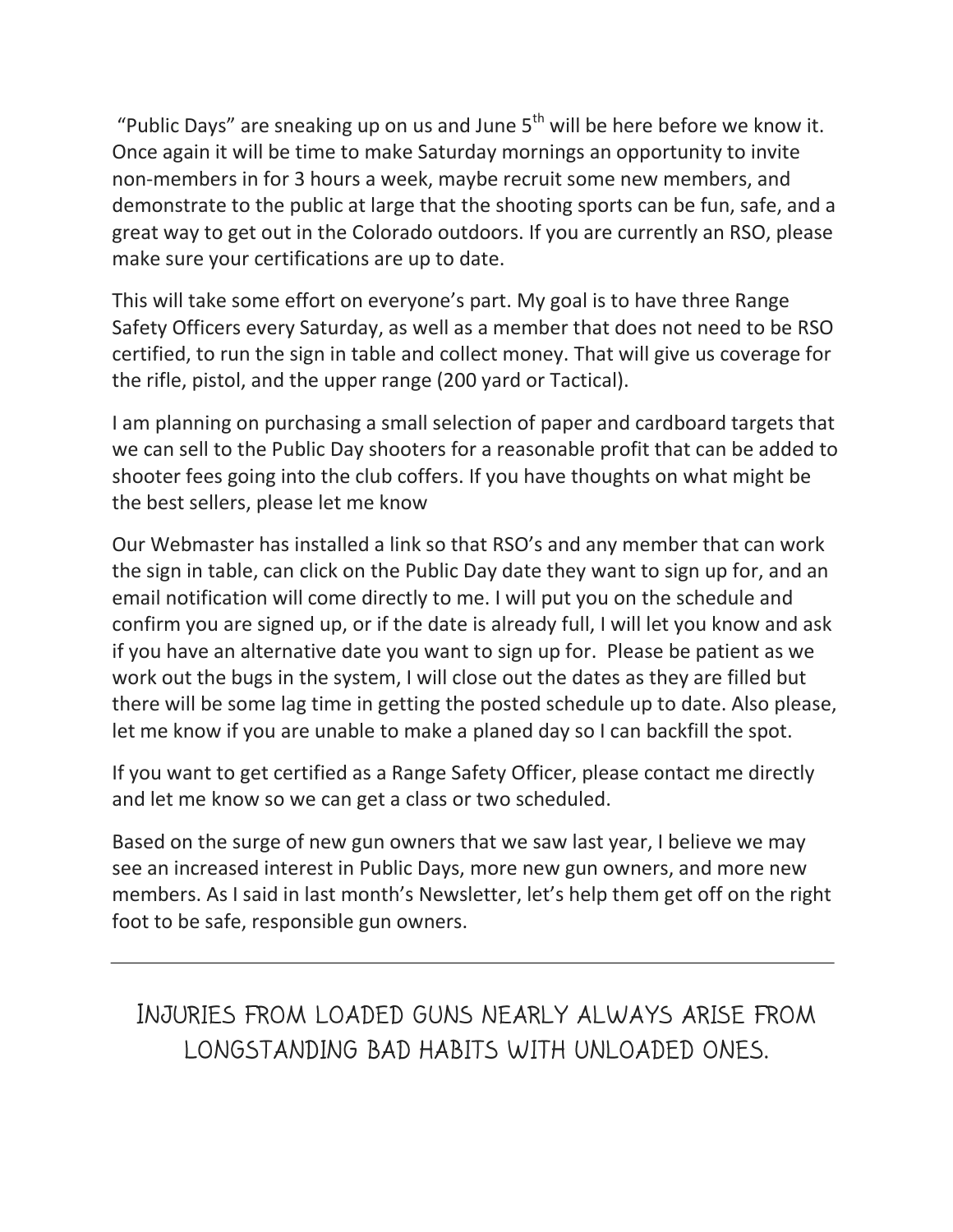"Public Days" are sneaking up on us and June 5th will be here before we know it. Once again it will be time to make Saturday mornings an opportunity to invite non-members in for 3 hours a week, maybe recruit some new members, and demonstrate to the public at large that the shooting sports can be fun, safe, and a great way to get out in the Colorado outdoors. If you are currently an RSO, please make sure your certifications are up to date.

This will take some effort on everyone's part. My goal is to have three Range Safety Officers every Saturday, as well as a member that does not need to be RSO certified, to run the sign in table and collect money. That will give us coverage for the rifle, pistol, and the upper range (200 yard or Tactical).

I am planning on purchasing a small selection of paper and cardboard targets that we can sell to the Public Day shooters for a reasonable profit that can be added to shooter fees going into the club coffers. If you have thoughts on what might be the best sellers, please let me know

Our Webmaster has installed a link so that RSO's and any member that can work the sign in table, can click on the Public Day date they want to sign up for, and an email notification will come directly to me. I will put you on the schedule and confirm you are signed up, or if the date is already full, I will let you know and ask if you have an alternative date you want to sign up for. Please be patient as we work out the bugs in the system, I will close out the dates as they are filled but there will be some lag time in getting the posted schedule up to date. Also please, let me know if you are unable to make a planed day so I can backfill the spot.

If you want to get certified as a Range Safety Officer, please contact me directly and let me know so we can get a class or two scheduled.

Based on the surge of new gun owners that we saw last year, I believe we may see an increased interest in Public Days, more new gun owners, and more new members. As I said in last month's Newsletter, let's help them get off on the right foot to be safe, responsible gun owners.

---

INJURIES FROM LOADED GUNS NEARLY ALWAYS ARISE FROM LONGSTANDING BAD HABITS WITH UNLOADED ONES.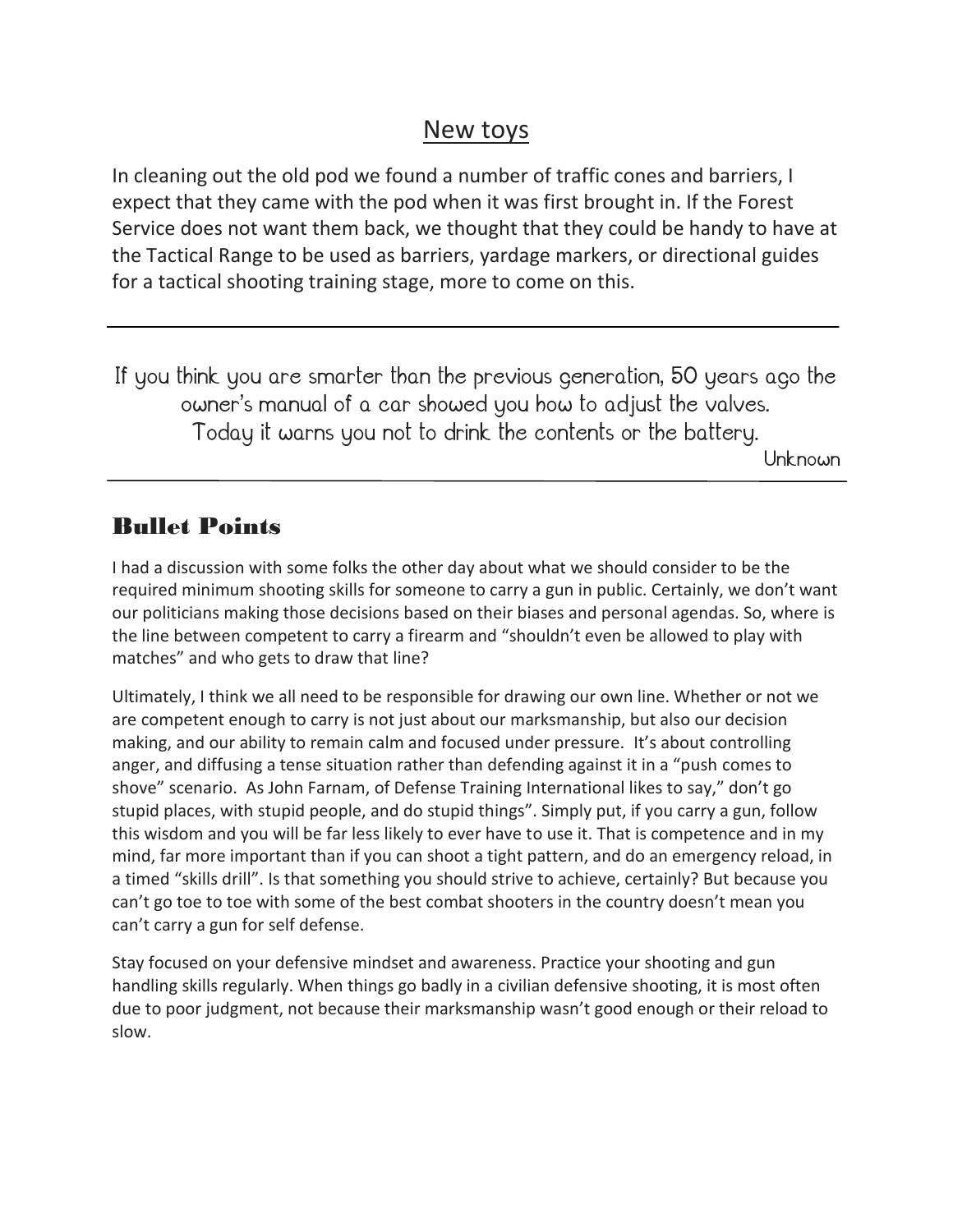## New toys

In cleaning out the old pod we found a number of traffic cones and barriers, I expect that they came with the pod when it was first brought in. If the Forest Service does not want them back, we thought that they could be handy to have at the Tactical Range to be used as barriers, yardage markers, or directional guides for a tactical shooting training stage, more to come on this.

---

If you think you are smarter than the previous generation, 50 years ago the owner's manual of a car showed you how to adjust the valves.
Today it warns you not to drink the contents or the battery.

Unknown

---

## Bullet Points

I had a discussion with some folks the other day about what we should consider to be the required minimum shooting skills for someone to carry a gun in public. Certainly, we don't want our politicians making those decisions based on their biases and personal agendas. So, where is the line between competent to carry a firearm and "shouldn't even be allowed to play with matches" and who gets to draw that line?

Ultimately, I think we all need to be responsible for drawing our own line. Whether or not we are competent enough to carry is not just about our marksmanship, but also our decision making, and our ability to remain calm and focused under pressure. It's about controlling anger, and diffusing a tense situation rather than defending against it in a "push comes to shove" scenario. As John Farnam, of Defense Training International likes to say," don't go stupid places, with stupid people, and do stupid things". Simply put, if you carry a gun, follow this wisdom and you will be far less likely to ever have to use it. That is competence and in my mind, far more important than if you can shoot a tight pattern, and do an emergency reload, in a timed "skills drill". Is that something you should strive to achieve, certainly? But because you can't go toe to toe with some of the best combat shooters in the country doesn't mean you can't carry a gun for self defense.

Stay focused on your defensive mindset and awareness. Practice your shooting and gun handling skills regularly. When things go badly in a civilian defensive shooting, it is most often due to poor judgment, not because their marksmanship wasn't good enough or their reload to slow.